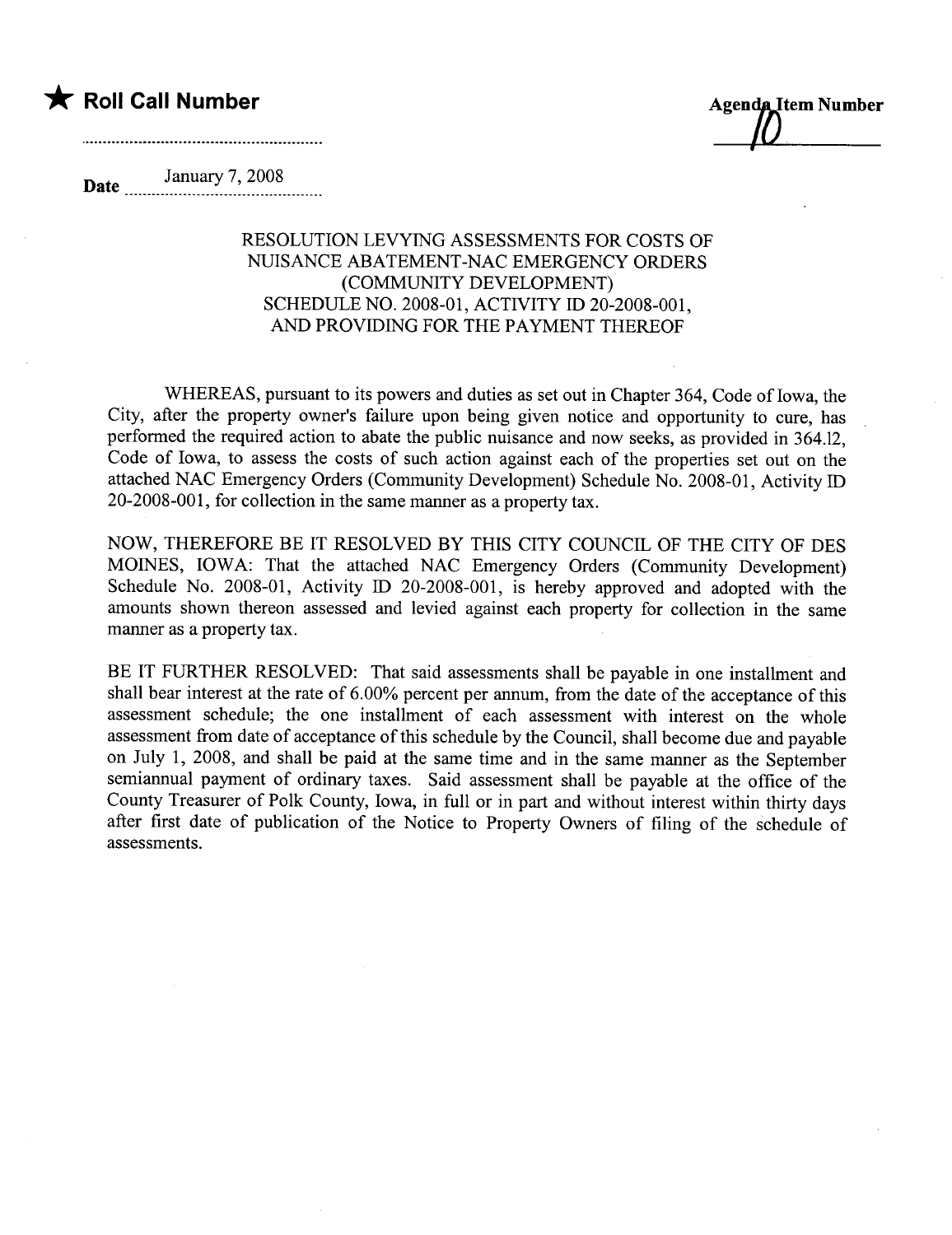★ **Roll Call Number**

..........................................................

**Agenda Item Number**

10

**Date** January 7, 2008

RESOLUTION LEVYING ASSESSMENTS FOR COSTS OF NUISANCE ABATEMENT-NAC EMERGENCY ORDERS (COMMUNITY DEVELOPMENT) SCHEDULE NO. 2008-01, ACTIVITY ID 20-2008-001, AND PROVIDING FOR THE PAYMENT THEREOF

WHEREAS, pursuant to its powers and duties as set out in Chapter 364, Code of Iowa, the City, after the property owner's failure upon being given notice and opportunity to cure, has performed the required action to abate the public nuisance and now seeks, as provided in 364.12, Code of Iowa, to assess the costs of such action against each of the properties set out on the attached NAC Emergency Orders (Community Development) Schedule No. 2008-01, Activity ID 20-2008-001, for collection in the same manner as a property tax.

NOW, THEREFORE BE IT RESOLVED BY THIS CITY COUNCIL OF THE CITY OF DES MOINES, IOWA: That the attached NAC Emergency Orders (Community Development) Schedule No. 2008-01, Activity ID 20-2008-001, is hereby approved and adopted with the amounts shown thereon assessed and levied against each property for collection in the same manner as a property tax.

BE IT FURTHER RESOLVED: That said assessments shall be payable in one installment and shall bear interest at the rate of 6.00% percent per annum, from the date of the acceptance of this assessment schedule; the one installment of each assessment with interest on the whole assessment from date of acceptance of this schedule by the Council, shall become due and payable on July 1, 2008, and shall be paid at the same time and in the same manner as the September semiannual payment of ordinary taxes. Said assessment shall be payable at the office of the County Treasurer of Polk County, Iowa, in full or in part and without interest within thirty days after first date of publication of the Notice to Property Owners of filing of the schedule of assessments.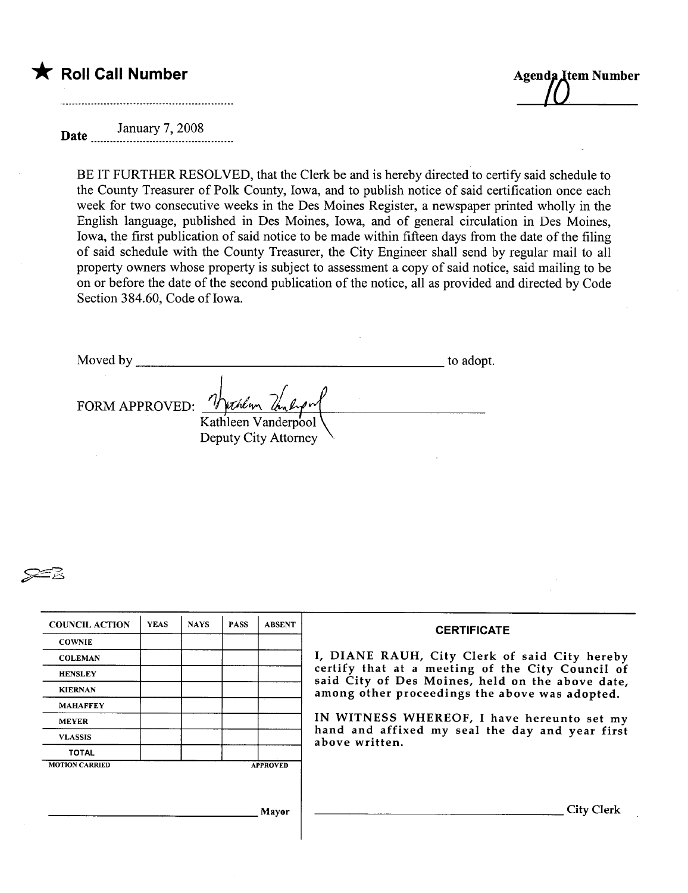★ **Roll Call Number**

Agenda Item Number
10

Date January 7, 2008

BE IT FURTHER RESOLVED, that the Clerk be and is hereby directed to certify said schedule to the County Treasurer of Polk County, Iowa, and to publish notice of said certification once each week for two consecutive weeks in the Des Moines Register, a newspaper printed wholly in the English language, published in Des Moines, Iowa, and of general circulation in Des Moines, Iowa, the first publication of said notice to be made within fifteen days from the date of the filing of said schedule with the County Treasurer, the City Engineer shall send by regular mail to all property owners whose property is subject to assessment a copy of said notice, said mailing to be on or before the date of the second publication of the notice, all as provided and directed by Code Section 384.60, Code of Iowa.

Moved by ______________________________ to adopt.

FORM APPROVED: Kathleen Vanderpool
Kathleen Vanderpool
Deputy City Attorney

| COUNCIL ACTION | YEAS | NAYS | PASS | ABSENT |
|---|---|---|---|---|
| COWNIE | | | | |
| COLEMAN | | | | |
| HENSLEY | | | | |
| KIERNAN | | | | |
| MAHAFFEY | | | | |
| MEYER | | | | |
| VLASSIS | | | | |
| TOTAL | | | | |

MOTION CARRIED APPROVED

______________________________ Mayor

**CERTIFICATE**

I, DIANE RAUH, City Clerk of said City hereby certify that at a meeting of the City Council of said City of Des Moines, held on the above date, among other proceedings the above was adopted.

IN WITNESS WHEREOF, I have hereunto set my hand and affixed my seal the day and year first above written.

______________________________ City Clerk